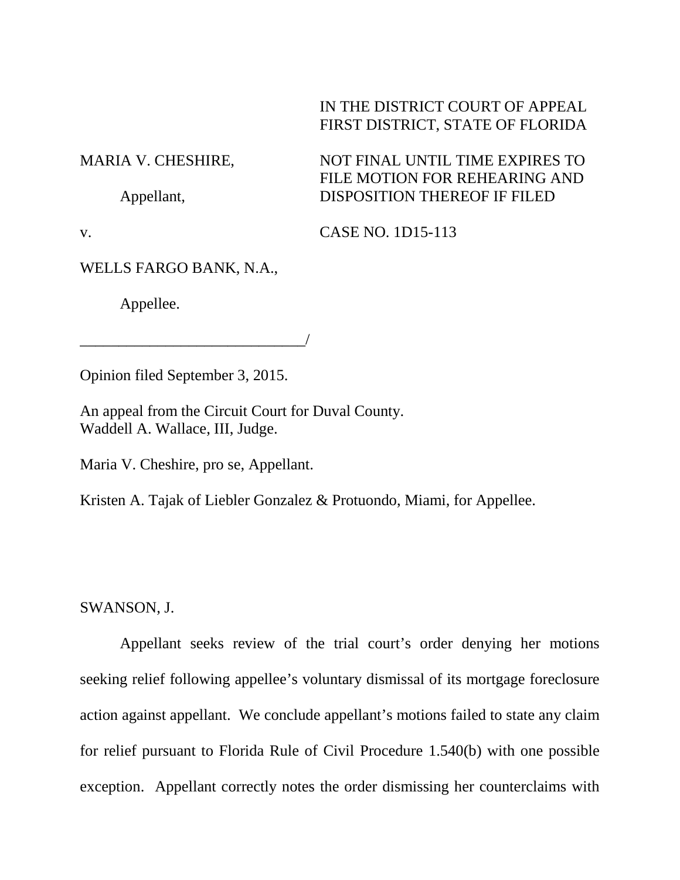IN THE DISTRICT COURT OF APPEAL
FIRST DISTRICT, STATE OF FLORIDA

MARIA V. CHESHIRE,

Appellant,

v.

WELLS FARGO BANK, N.A.,

Appellee.

_____________________________/

NOT FINAL UNTIL TIME EXPIRES TO FILE MOTION FOR REHEARING AND DISPOSITION THEREOF IF FILED

CASE NO. 1D15-113

Opinion filed September 3, 2015.

An appeal from the Circuit Court for Duval County.
Waddell A. Wallace, III, Judge.

Maria V. Cheshire, pro se, Appellant.

Kristen A. Tajak of Liebler Gonzalez & Protuondo, Miami, for Appellee.

SWANSON, J.

Appellant seeks review of the trial court's order denying her motions seeking relief following appellee's voluntary dismissal of its mortgage foreclosure action against appellant. We conclude appellant's motions failed to state any claim for relief pursuant to Florida Rule of Civil Procedure 1.540(b) with one possible exception. Appellant correctly notes the order dismissing her counterclaims with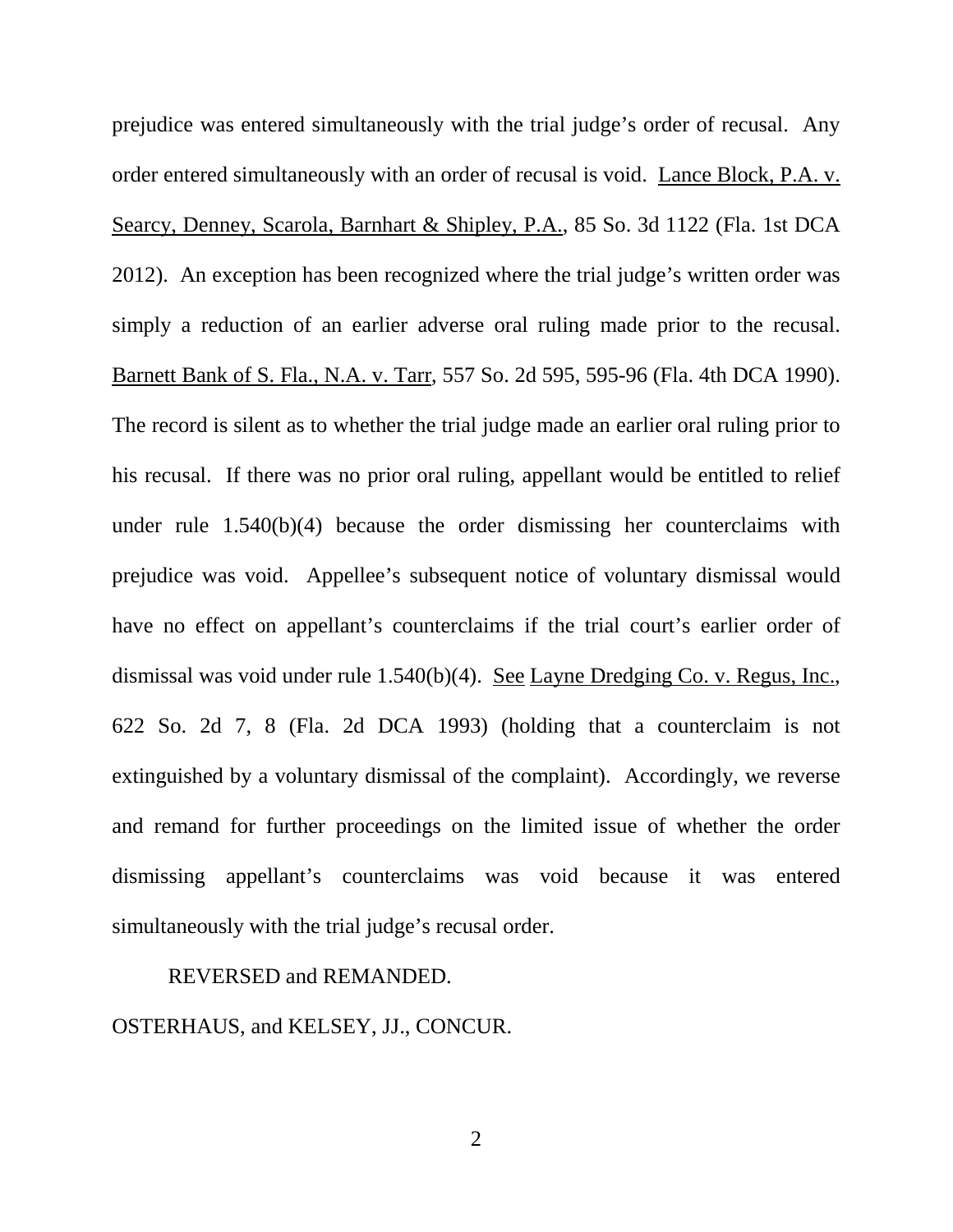prejudice was entered simultaneously with the trial judge's order of recusal. Any order entered simultaneously with an order of recusal is void. Lance Block, P.A. v. Searcy, Denney, Scarola, Barnhart & Shipley, P.A., 85 So. 3d 1122 (Fla. 1st DCA 2012). An exception has been recognized where the trial judge's written order was simply a reduction of an earlier adverse oral ruling made prior to the recusal. Barnett Bank of S. Fla., N.A. v. Tarr, 557 So. 2d 595, 595-96 (Fla. 4th DCA 1990). The record is silent as to whether the trial judge made an earlier oral ruling prior to his recusal. If there was no prior oral ruling, appellant would be entitled to relief under rule 1.540(b)(4) because the order dismissing her counterclaims with prejudice was void. Appellee's subsequent notice of voluntary dismissal would have no effect on appellant's counterclaims if the trial court's earlier order of dismissal was void under rule 1.540(b)(4). See Layne Dredging Co. v. Regus, Inc., 622 So. 2d 7, 8 (Fla. 2d DCA 1993) (holding that a counterclaim is not extinguished by a voluntary dismissal of the complaint). Accordingly, we reverse and remand for further proceedings on the limited issue of whether the order dismissing appellant's counterclaims was void because it was entered simultaneously with the trial judge's recusal order.

REVERSED and REMANDED.

OSTERHAUS, and KELSEY, JJ., CONCUR.